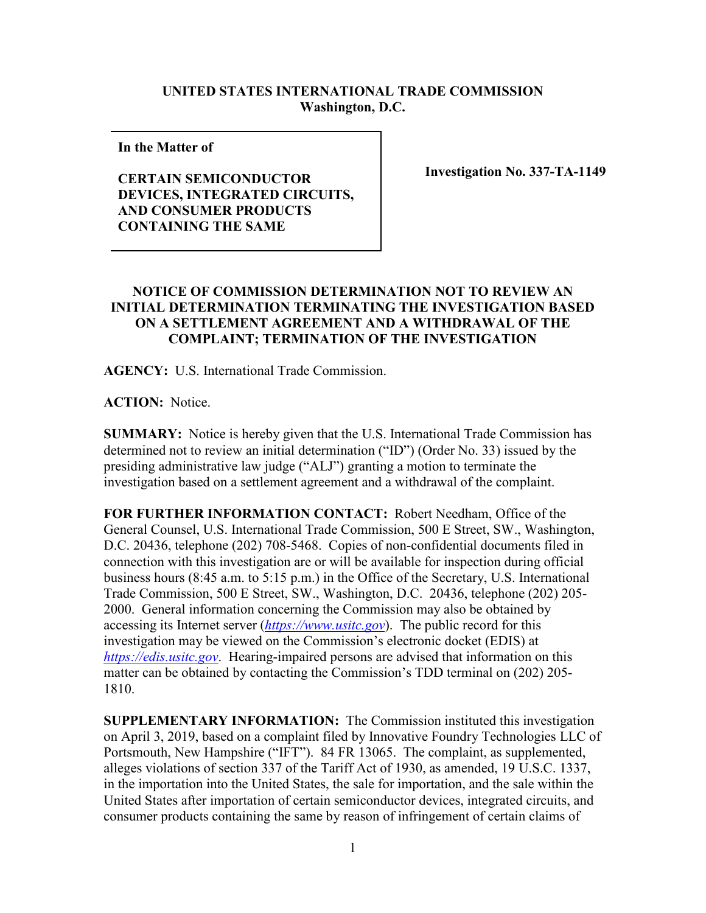**UNITED STATES INTERNATIONAL TRADE COMMISSION**
**Washington, D.C.**

| **In the Matter of**<br><br>**CERTAIN SEMICONDUCTOR DEVICES, INTEGRATED CIRCUITS, AND CONSUMER PRODUCTS CONTAINING THE SAME** | **Investigation No. 337-TA-1149** |
| --- | --- |

**NOTICE OF COMMISSION DETERMINATION NOT TO REVIEW AN INITIAL DETERMINATION TERMINATING THE INVESTIGATION BASED ON A SETTLEMENT AGREEMENT AND A WITHDRAWAL OF THE COMPLAINT; TERMINATION OF THE INVESTIGATION**

**AGENCY:** U.S. International Trade Commission.

**ACTION:** Notice.

**SUMMARY:** Notice is hereby given that the U.S. International Trade Commission has determined not to review an initial determination ("ID") (Order No. 33) issued by the presiding administrative law judge ("ALJ") granting a motion to terminate the investigation based on a settlement agreement and a withdrawal of the complaint.

**FOR FURTHER INFORMATION CONTACT:** Robert Needham, Office of the General Counsel, U.S. International Trade Commission, 500 E Street, SW., Washington, D.C. 20436, telephone (202) 708-5468. Copies of non-confidential documents filed in connection with this investigation are or will be available for inspection during official business hours (8:45 a.m. to 5:15 p.m.) in the Office of the Secretary, U.S. International Trade Commission, 500 E Street, SW., Washington, D.C. 20436, telephone (202) 205-2000. General information concerning the Commission may also be obtained by accessing its Internet server (*https://www.usitc.gov*). The public record for this investigation may be viewed on the Commission's electronic docket (EDIS) at *https://edis.usitc.gov*. Hearing-impaired persons are advised that information on this matter can be obtained by contacting the Commission's TDD terminal on (202) 205-1810.

**SUPPLEMENTARY INFORMATION:** The Commission instituted this investigation on April 3, 2019, based on a complaint filed by Innovative Foundry Technologies LLC of Portsmouth, New Hampshire ("IFT"). 84 FR 13065. The complaint, as supplemented, alleges violations of section 337 of the Tariff Act of 1930, as amended, 19 U.S.C. 1337, in the importation into the United States, the sale for importation, and the sale within the United States after importation of certain semiconductor devices, integrated circuits, and consumer products containing the same by reason of infringement of certain claims of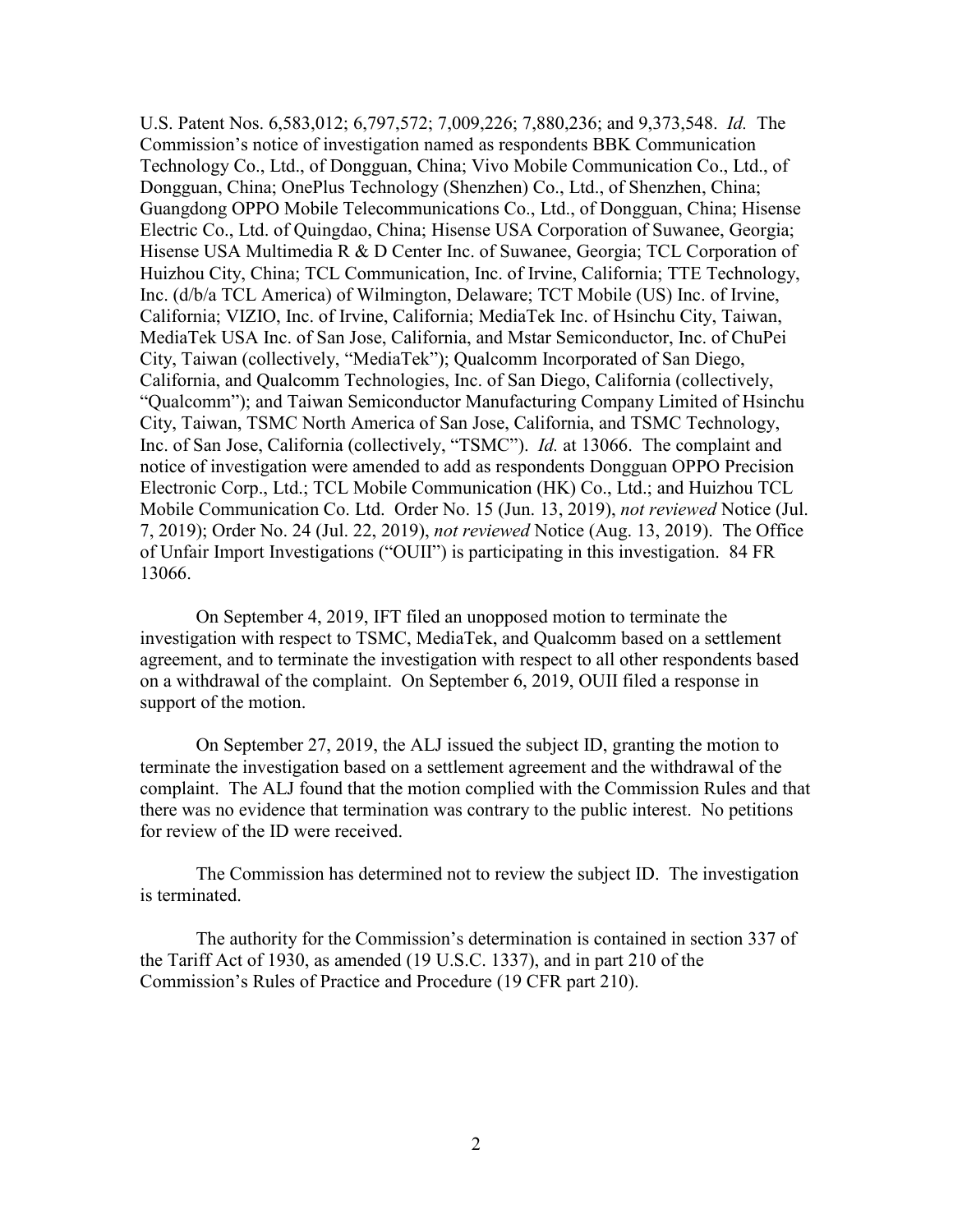U.S. Patent Nos. 6,583,012; 6,797,572; 7,009,226; 7,880,236; and 9,373,548. *Id.* The Commission's notice of investigation named as respondents BBK Communication Technology Co., Ltd., of Dongguan, China; Vivo Mobile Communication Co., Ltd., of Dongguan, China; OnePlus Technology (Shenzhen) Co., Ltd., of Shenzhen, China; Guangdong OPPO Mobile Telecommunications Co., Ltd., of Dongguan, China; Hisense Electric Co., Ltd. of Quingdao, China; Hisense USA Corporation of Suwanee, Georgia; Hisense USA Multimedia R & D Center Inc. of Suwanee, Georgia; TCL Corporation of Huizhou City, China; TCL Communication, Inc. of Irvine, California; TTE Technology, Inc. (d/b/a TCL America) of Wilmington, Delaware; TCT Mobile (US) Inc. of Irvine, California; VIZIO, Inc. of Irvine, California; MediaTek Inc. of Hsinchu City, Taiwan, MediaTek USA Inc. of San Jose, California, and Mstar Semiconductor, Inc. of ChuPei City, Taiwan (collectively, "MediaTek"); Qualcomm Incorporated of San Diego, California, and Qualcomm Technologies, Inc. of San Diego, California (collectively, "Qualcomm"); and Taiwan Semiconductor Manufacturing Company Limited of Hsinchu City, Taiwan, TSMC North America of San Jose, California, and TSMC Technology, Inc. of San Jose, California (collectively, "TSMC"). *Id.* at 13066. The complaint and notice of investigation were amended to add as respondents Dongguan OPPO Precision Electronic Corp., Ltd.; TCL Mobile Communication (HK) Co., Ltd.; and Huizhou TCL Mobile Communication Co. Ltd. Order No. 15 (Jun. 13, 2019), *not reviewed* Notice (Jul. 7, 2019); Order No. 24 (Jul. 22, 2019), *not reviewed* Notice (Aug. 13, 2019). The Office of Unfair Import Investigations ("OUII") is participating in this investigation. 84 FR 13066.

On September 4, 2019, IFT filed an unopposed motion to terminate the investigation with respect to TSMC, MediaTek, and Qualcomm based on a settlement agreement, and to terminate the investigation with respect to all other respondents based on a withdrawal of the complaint. On September 6, 2019, OUII filed a response in support of the motion.

On September 27, 2019, the ALJ issued the subject ID, granting the motion to terminate the investigation based on a settlement agreement and the withdrawal of the complaint. The ALJ found that the motion complied with the Commission Rules and that there was no evidence that termination was contrary to the public interest. No petitions for review of the ID were received.

The Commission has determined not to review the subject ID. The investigation is terminated.

The authority for the Commission's determination is contained in section 337 of the Tariff Act of 1930, as amended (19 U.S.C. 1337), and in part 210 of the Commission's Rules of Practice and Procedure (19 CFR part 210).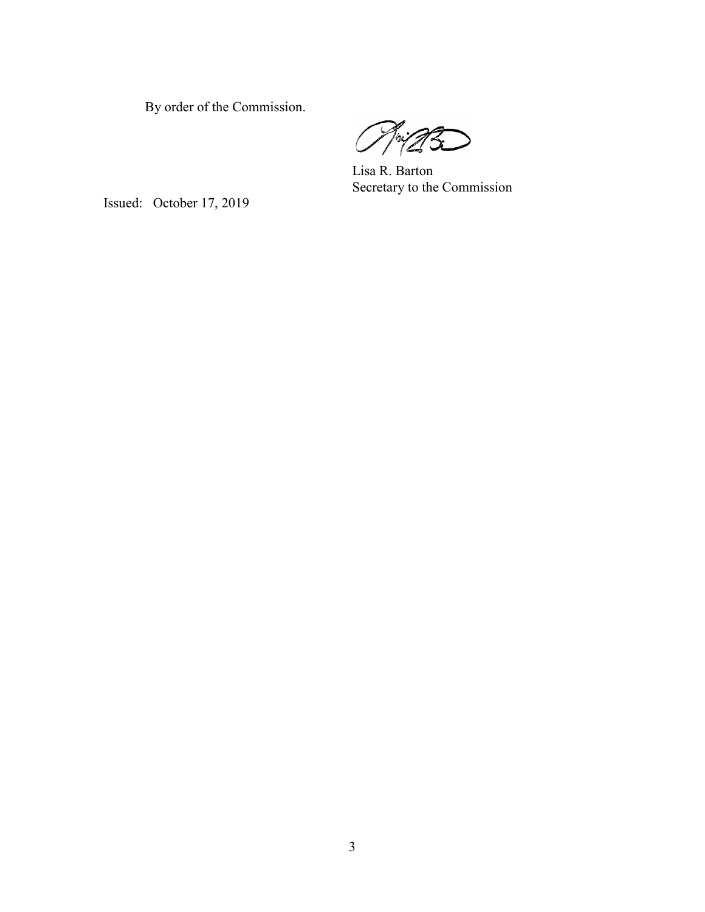By order of the Commission.

Lisa R. Barton
Secretary to the Commission

Issued: October 17, 2019